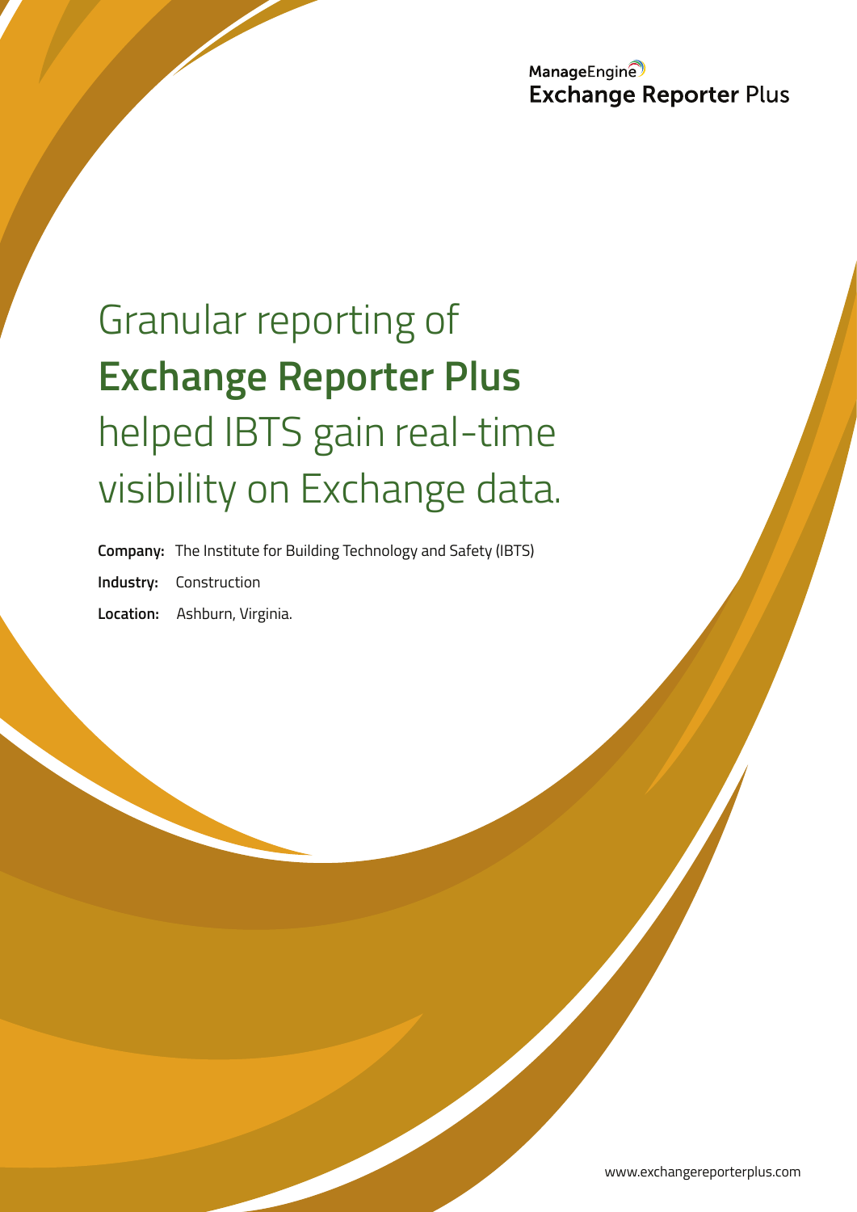ManageEngine
**Exchange Reporter** Plus

# Granular reporting of **Exchange Reporter Plus** helped IBTS gain real-time visibility on Exchange data.

**Company:** The Institute for Building Technology and Safety (IBTS)

**Industry:** Construction

**Location:** Ashburn, Virginia.

www.exchangereporterplus.com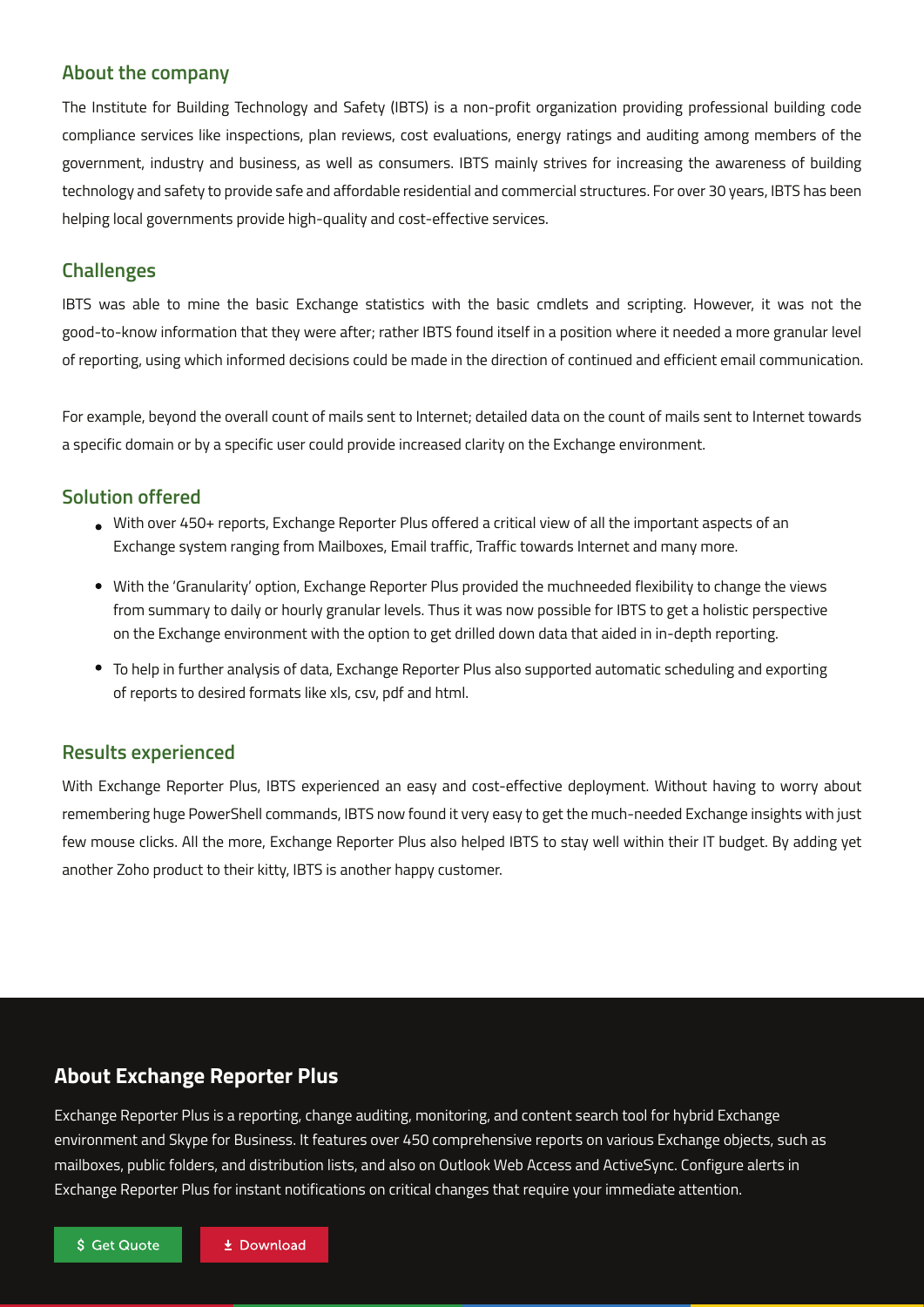## About the company

The Institute for Building Technology and Safety (IBTS) is a non-profit organization providing professional building code compliance services like inspections, plan reviews, cost evaluations, energy ratings and auditing among members of the government, industry and business, as well as consumers. IBTS mainly strives for increasing the awareness of building technology and safety to provide safe and affordable residential and commercial structures. For over 30 years, IBTS has been helping local governments provide high-quality and cost-effective services.

## Challenges

IBTS was able to mine the basic Exchange statistics with the basic cmdlets and scripting. However, it was not the good-to-know information that they were after; rather IBTS found itself in a position where it needed a more granular level of reporting, using which informed decisions could be made in the direction of continued and efficient email communication.

For example, beyond the overall count of mails sent to Internet; detailed data on the count of mails sent to Internet towards a specific domain or by a specific user could provide increased clarity on the Exchange environment.

## Solution offered

- With over 450+ reports, Exchange Reporter Plus offered a critical view of all the important aspects of an Exchange system ranging from Mailboxes, Email traffic, Traffic towards Internet and many more.
- With the 'Granularity' option, Exchange Reporter Plus provided the muchneeded flexibility to change the views from summary to daily or hourly granular levels. Thus it was now possible for IBTS to get a holistic perspective on the Exchange environment with the option to get drilled down data that aided in in-depth reporting.
- To help in further analysis of data, Exchange Reporter Plus also supported automatic scheduling and exporting of reports to desired formats like xls, csv, pdf and html.

## Results experienced

With Exchange Reporter Plus, IBTS experienced an easy and cost-effective deployment. Without having to worry about remembering huge PowerShell commands, IBTS now found it very easy to get the much-needed Exchange insights with just few mouse clicks. All the more, Exchange Reporter Plus also helped IBTS to stay well within their IT budget. By adding yet another Zoho product to their kitty, IBTS is another happy customer.

## About Exchange Reporter Plus

Exchange Reporter Plus is a reporting, change auditing, monitoring, and content search tool for hybrid Exchange environment and Skype for Business. It features over 450 comprehensive reports on various Exchange objects, such as mailboxes, public folders, and distribution lists, and also on Outlook Web Access and ActiveSync. Configure alerts in Exchange Reporter Plus for instant notifications on critical changes that require your immediate attention.

$ Get Quote

Download